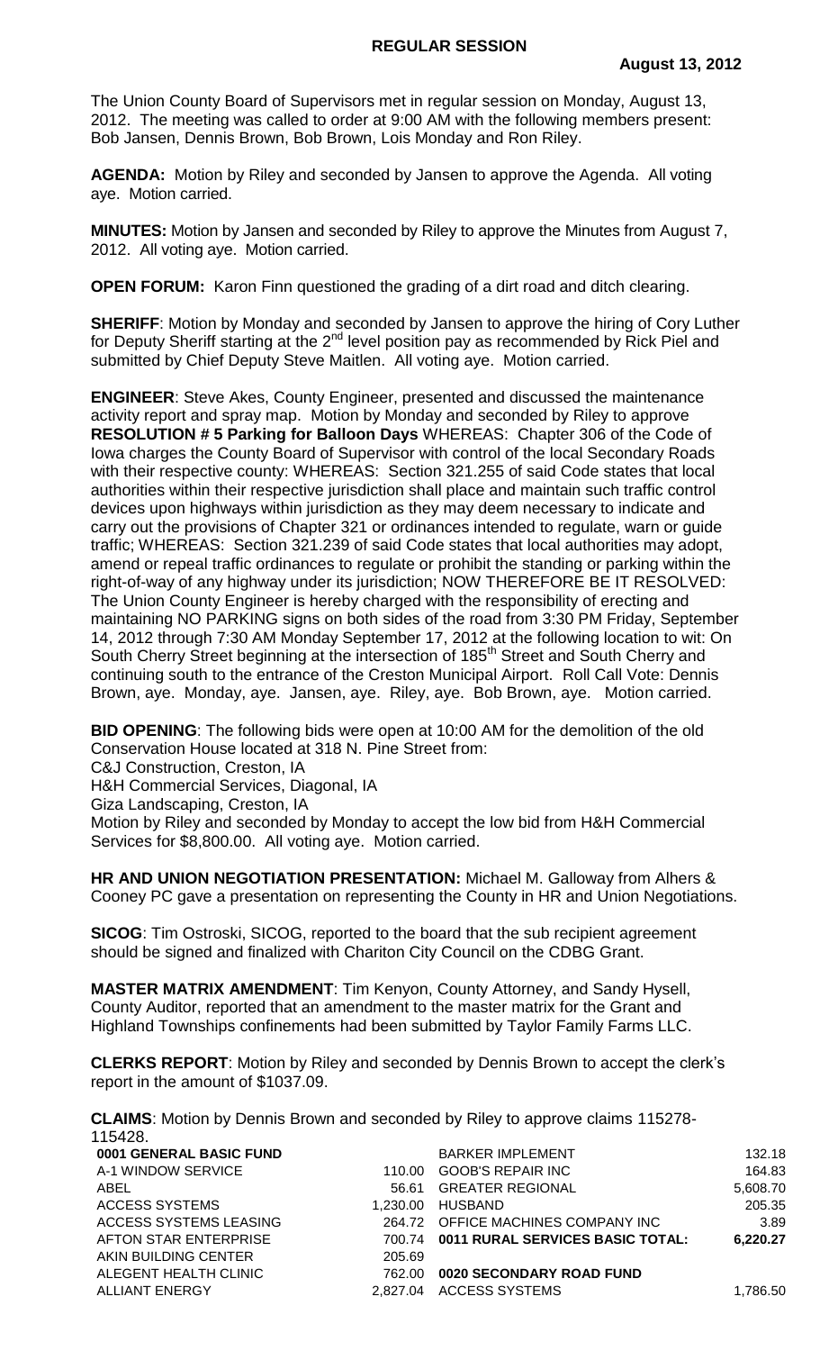# REGULAR SESSION

**August 13, 2012**

The Union County Board of Supervisors met in regular session on Monday, August 13, 2012. The meeting was called to order at 9:00 AM with the following members present: Bob Jansen, Dennis Brown, Bob Brown, Lois Monday and Ron Riley.

**AGENDA:** Motion by Riley and seconded by Jansen to approve the Agenda. All voting aye. Motion carried.

**MINUTES:** Motion by Jansen and seconded by Riley to approve the Minutes from August 7, 2012. All voting aye. Motion carried.

**OPEN FORUM:** Karon Finn questioned the grading of a dirt road and ditch clearing.

**SHERIFF**: Motion by Monday and seconded by Jansen to approve the hiring of Cory Luther for Deputy Sheriff starting at the 2nd level position pay as recommended by Rick Piel and submitted by Chief Deputy Steve Maitlen. All voting aye. Motion carried.

**ENGINEER**: Steve Akes, County Engineer, presented and discussed the maintenance activity report and spray map. Motion by Monday and seconded by Riley to approve **RESOLUTION # 5 Parking for Balloon Days** WHEREAS: Chapter 306 of the Code of Iowa charges the County Board of Supervisor with control of the local Secondary Roads with their respective county: WHEREAS: Section 321.255 of said Code states that local authorities within their respective jurisdiction shall place and maintain such traffic control devices upon highways within jurisdiction as they may deem necessary to indicate and carry out the provisions of Chapter 321 or ordinances intended to regulate, warn or guide traffic; WHEREAS: Section 321.239 of said Code states that local authorities may adopt, amend or repeal traffic ordinances to regulate or prohibit the standing or parking within the right-of-way of any highway under its jurisdiction; NOW THEREFORE BE IT RESOLVED: The Union County Engineer is hereby charged with the responsibility of erecting and maintaining NO PARKING signs on both sides of the road from 3:30 PM Friday, September 14, 2012 through 7:30 AM Monday September 17, 2012 at the following location to wit: On South Cherry Street beginning at the intersection of 185th Street and South Cherry and continuing south to the entrance of the Creston Municipal Airport. Roll Call Vote: Dennis Brown, aye. Monday, aye. Jansen, aye. Riley, aye. Bob Brown, aye. Motion carried.

**BID OPENING**: The following bids were open at 10:00 AM for the demolition of the old Conservation House located at 318 N. Pine Street from:
C&J Construction, Creston, IA
H&H Commercial Services, Diagonal, IA
Giza Landscaping, Creston, IA
Motion by Riley and seconded by Monday to accept the low bid from H&H Commercial Services for $8,800.00. All voting aye. Motion carried.

**HR AND UNION NEGOTIATION PRESENTATION:** Michael M. Galloway from Alhers & Cooney PC gave a presentation on representing the County in HR and Union Negotiations.

**SICOG**: Tim Ostroski, SICOG, reported to the board that the sub recipient agreement should be signed and finalized with Chariton City Council on the CDBG Grant.

**MASTER MATRIX AMENDMENT**: Tim Kenyon, County Attorney, and Sandy Hysell, County Auditor, reported that an amendment to the master matrix for the Grant and Highland Townships confinements had been submitted by Taylor Family Farms LLC.

**CLERKS REPORT**: Motion by Riley and seconded by Dennis Brown to accept the clerk's report in the amount of $1037.09.

**CLAIMS**: Motion by Dennis Brown and seconded by Riley to approve claims 115278-115428.

| | |
|---|---|
| **0001 GENERAL BASIC FUND** | |
| A-1 WINDOW SERVICE | 110.00 |
| ABEL | 56.61 |
| ACCESS SYSTEMS | 1,230.00 |
| ACCESS SYSTEMS LEASING | 264.72 |
| AFTON STAR ENTERPRISE | 700.74 |
| AKIN BUILDING CENTER | 205.69 |
| ALEGENT HEALTH CLINIC | 762.00 |
| ALLIANT ENERGY | 2,827.04 |

| | |
|---|---|
| BARKER IMPLEMENT | 132.18 |
| GOOB'S REPAIR INC | 164.83 |
| GREATER REGIONAL | 5,608.70 |
| HUSBAND | 205.35 |
| OFFICE MACHINES COMPANY INC | 3.89 |
| **0011 RURAL SERVICES BASIC TOTAL:** | **6,220.27** |
| | |
| **0020 SECONDARY ROAD FUND** | |
| ACCESS SYSTEMS | 1,786.50 |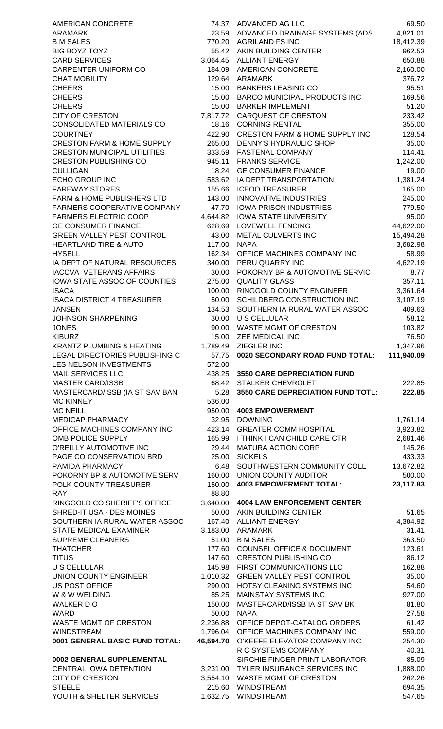| | |
|---|---|
| AMERICAN CONCRETE | 74.37 |
| ARAMARK | 23.59 |
| B M SALES | 770.20 |
| BIG BOYZ TOYZ | 55.42 |
| CARD SERVICES | 3,064.45 |
| CARPENTER UNIFORM CO | 184.09 |
| CHAT MOBILITY | 129.64 |
| CHEERS | 15.00 |
| CHEERS | 15.00 |
| CHEERS | 15.00 |
| CITY OF CRESTON | 7,817.72 |
| CONSOLIDATED MATERIALS CO | 18.16 |
| COURTNEY | 422.90 |
| CRESTON FARM & HOME SUPPLY | 265.00 |
| CRESTON MUNICIPAL UTILITIES | 333.59 |
| CRESTON PUBLISHING CO | 945.11 |
| CULLIGAN | 18.24 |
| ECHO GROUP INC | 583.62 |
| FAREWAY STORES | 155.66 |
| FARM & HOME PUBLISHERS LTD | 143.00 |
| FARMERS COOPERATIVE COMPANY | 47.70 |
| FARMERS ELECTRIC COOP | 4,644.82 |
| GE CONSUMER FINANCE | 628.69 |
| GREEN VALLEY PEST CONTROL | 43.00 |
| HEARTLAND TIRE & AUTO | 117.00 |
| HYSELL | 162.34 |
| IA DEPT OF NATURAL RESOURCES | 340.00 |
| IACCVA VETERANS AFFAIRS | 30.00 |
| IOWA STATE ASSOC OF COUNTIES | 275.00 |
| ISACA | 100.00 |
| ISACA DISTRICT 4 TREASURER | 50.00 |
| JANSEN | 134.53 |
| JOHNSON SHARPENING | 30.00 |
| JONES | 90.00 |
| KIBURZ | 15.00 |
| KRANTZ PLUMBING & HEATING | 1,789.49 |
| LEGAL DIRECTORIES PUBLISHING C | 57.75 |
| LES NELSON INVESTMENTS | 572.00 |
| MAIL SERVICES LLC | 438.25 |
| MASTER CARD/ISSB | 68.42 |
| MASTERCARD/ISSB (IA ST SAV BAN | 5.28 |
| MC KINNEY | 536.00 |
| MC NEILL | 950.00 |
| MEDICAP PHARMACY | 32.95 |
| OFFICE MACHINES COMPANY INC | 423.14 |
| OMB POLICE SUPPLY | 165.99 |
| O'REILLY AUTOMOTIVE INC | 29.44 |
| PAGE CO CONSERVATION BRD | 25.00 |
| PAMIDA PHARMACY | 6.48 |
| POKORNY BP & AUTOMOTIVE SERV | 160.00 |
| POLK COUNTY TREASURER | 150.00 |
| RAY | 88.80 |
| RINGGOLD CO SHERIFF'S OFFICE | 3,640.00 |
| SHRED-IT USA - DES MOINES | 50.00 |
| SOUTHERN IA RURAL WATER ASSOC | 167.40 |
| STATE MEDICAL EXAMINER | 3,183.00 |
| SUPREME CLEANERS | 51.00 |
| THATCHER | 177.60 |
| TITUS | 147.60 |
| U S CELLULAR | 145.98 |
| UNION COUNTY ENGINEER | 1,010.32 |
| US POST OFFICE | 290.00 |
| W & W WELDING | 85.25 |
| WALKER D O | 150.00 |
| WARD | 50.00 |
| WASTE MGMT OF CRESTON | 2,236.88 |
| WINDSTREAM | 1,796.04 |
| **0001 GENERAL BASIC FUND TOTAL:** | **46,594.70** |

**0002 GENERAL SUPPLEMENTAL**

| | |
|---|---|
| CENTRAL IOWA DETENTION | 3,231.00 |
| CITY OF CRESTON | 3,554.10 |
| STEELE | 215.60 |
| YOUTH & SHELTER SERVICES | 1,632.75 |

| | |
|---|---|
| ADVANCED AG LLC | 69.50 |
| ADVANCED DRAINAGE SYSTEMS (ADS | 4,821.01 |
| AGRILAND FS INC | 18,412.39 |
| AKIN BUILDING CENTER | 962.53 |
| ALLIANT ENERGY | 650.88 |
| AMERICAN CONCRETE | 2,160.00 |
| ARAMARK | 376.72 |
| BANKERS LEASING CO | 95.51 |
| BARCO MUNICIPAL PRODUCTS INC | 169.56 |
| BARKER IMPLEMENT | 51.20 |
| CARQUEST OF CRESTON | 233.42 |
| CORNING RENTAL | 355.00 |
| CRESTON FARM & HOME SUPPLY INC | 128.54 |
| DENNY'S HYDRAULIC SHOP | 35.00 |
| FASTENAL COMPANY | 114.41 |
| FRANKS SERVICE | 1,242.00 |
| GE CONSUMER FINANCE | 19.00 |
| IA DEPT TRANSPORTATION | 1,381.24 |
| ICEOO TREASURER | 165.00 |
| INNOVATIVE INDUSTRIES | 245.00 |
| IOWA PRISON INDUSTRIES | 779.50 |
| IOWA STATE UNIVERSITY | 95.00 |
| LOVEWELL FENCING | 44,622.00 |
| METAL CULVERTS INC | 15,494.28 |
| NAPA | 3,682.98 |
| OFFICE MACHINES COMPANY INC | 58.99 |
| PERU QUARRY INC | 4,622.19 |
| POKORNY BP & AUTOMOTIVE SERVIC | 8.77 |
| QUALITY GLASS | 357.11 |
| RINGGOLD COUNTY ENGINEER | 3,361.64 |
| SCHILDBERG CONSTRUCTION INC | 3,107.19 |
| SOUTHERN IA RURAL WATER ASSOC | 409.63 |
| U S CELLULAR | 58.12 |
| WASTE MGMT OF CRESTON | 103.82 |
| ZEE MEDICAL INC | 76.50 |
| ZIEGLER INC | 1,347.96 |
| **0020 SECONDARY ROAD FUND TOTAL:** | **111,940.09** |

**3550 CARE DEPRECIATION FUND**

| | |
|---|---|
| STALKER CHEVROLET | 222.85 |
| **3550 CARE DEPRECIATION FUND TOTL:** | **222.85** |

**4003 EMPOWERMENT**

| | |
|---|---|
| DOWNING | 1,761.14 |
| GREATER COMM HOSPITAL | 3,923.82 |
| I THINK I CAN CHILD CARE CTR | 2,681.46 |
| MATURA ACTION CORP | 145.26 |
| SICKELS | 433.33 |
| SOUTHWESTERN COMMUNITY COLL | 13,672.82 |
| UNION COUNTY AUDITOR | 500.00 |
| **4003 EMPOWERMENT TOTAL:** | **23,117.83** |

**4004 LAW ENFORCEMENT CENTER**

| | |
|---|---|
| AKIN BUILDING CENTER | 51.65 |
| ALLIANT ENERGY | 4,384.92 |
| ARAMARK | 31.41 |
| B M SALES | 363.50 |
| COUNSEL OFFICE & DOCUMENT | 123.61 |
| CRESTON PUBLISHING CO | 86.12 |
| FIRST COMMUNICATIONS LLC | 162.88 |
| GREEN VALLEY PEST CONTROL | 35.00 |
| HOTSY CLEANING SYSTEMS INC | 54.60 |
| MAINSTAY SYSTEMS INC | 927.00 |
| MASTERCARD/ISSB IA ST SAV BK | 81.80 |
| NAPA | 27.58 |
| OFFICE DEPOT-CATALOG ORDERS | 61.42 |
| OFFICE MACHINES COMPANY INC | 559.00 |
| O'KEEFE ELEVATOR COMPANY INC | 254.30 |
| R C SYSTEMS COMPANY | 40.31 |
| SIRCHIE FINGER PRINT LABORATOR | 85.09 |
| TYLER INSURANCE SERVICES INC | 1,888.00 |
| WASTE MGMT OF CRESTON | 262.26 |
| WINDSTREAM | 694.35 |
| WINDSTREAM | 547.65 |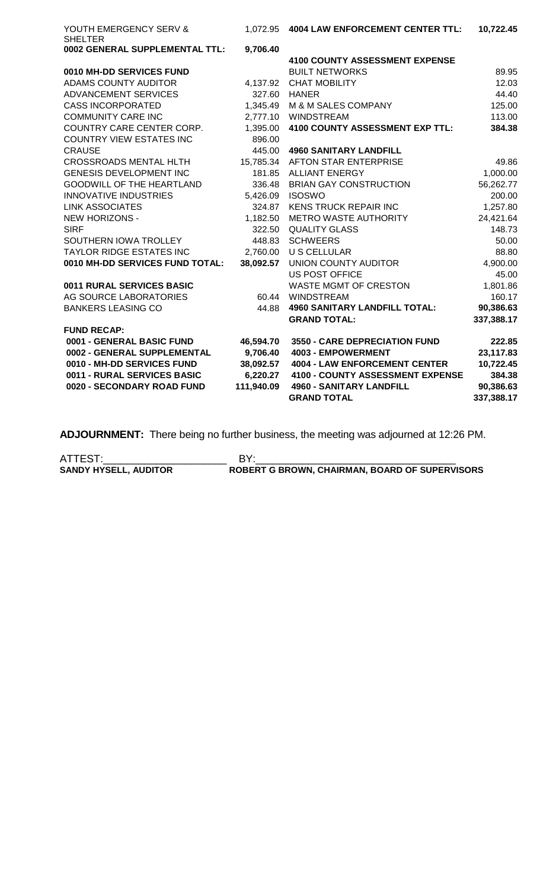| | |
|---|---|
| YOUTH EMERGENCY SERV & SHELTER | 1,072.95 |
| **0002 GENERAL SUPPLEMENTAL TTL:** | **9,706.40** |
| | |
| **0010 MH-DD SERVICES FUND** | |
| ADAMS COUNTY AUDITOR | 4,137.92 |
| ADVANCEMENT SERVICES | 327.60 |
| CASS INCORPORATED | 1,345.49 |
| COMMUNITY CARE INC | 2,777.10 |
| COUNTRY CARE CENTER CORP. | 1,395.00 |
| COUNTRY VIEW ESTATES INC | 896.00 |
| CRAUSE | 445.00 |
| CROSSROADS MENTAL HLTH | 15,785.34 |
| GENESIS DEVELOPMENT INC | 181.85 |
| GOODWILL OF THE HEARTLAND | 336.48 |
| INNOVATIVE INDUSTRIES | 5,426.09 |
| LINK ASSOCIATES | 324.87 |
| NEW HORIZONS - | 1,182.50 |
| SIRF | 322.50 |
| SOUTHERN IOWA TROLLEY | 448.83 |
| TAYLOR RIDGE ESTATES INC | 2,760.00 |
| **0010 MH-DD SERVICES FUND TOTAL:** | **38,092.57** |
| | |
| **0011 RURAL SERVICES BASIC** | |
| AG SOURCE LABORATORIES | 60.44 |
| BANKERS LEASING CO | 44.88 |

| | |
|---|---|
| **4004 LAW ENFORCEMENT CENTER TTL:** | **10,722.45** |
| | |
| **4100 COUNTY ASSESSMENT EXPENSE** | |
| BUILT NETWORKS | 89.95 |
| CHAT MOBILITY | 12.03 |
| HANER | 44.40 |
| M & M SALES COMPANY | 125.00 |
| WINDSTREAM | 113.00 |
| **4100 COUNTY ASSESSMENT EXP TTL:** | **384.38** |
| | |
| **4960 SANITARY LANDFILL** | |
| AFTON STAR ENTERPRISE | 49.86 |
| ALLIANT ENERGY | 1,000.00 |
| BRIAN GAY CONSTRUCTION | 56,262.77 |
| ISOSWO | 200.00 |
| KENS TRUCK REPAIR INC | 1,257.80 |
| METRO WASTE AUTHORITY | 24,421.64 |
| QUALITY GLASS | 148.73 |
| SCHWEERS | 50.00 |
| U S CELLULAR | 88.80 |
| UNION COUNTY AUDITOR | 4,900.00 |
| US POST OFFICE | 45.00 |
| WASTE MGMT OF CRESTON | 1,801.86 |
| WINDSTREAM | 160.17 |
| **4960 SANITARY LANDFILL TOTAL:** | **90,386.63** |
| **GRAND TOTAL:** | **337,388.17** |

**FUND RECAP:**

| | | | |
|---|---|---|---|
| **0001 - GENERAL BASIC FUND** | **46,594.70** | **3550 - CARE DEPRECIATION FUND** | **222.85** |
| **0002 - GENERAL SUPPLEMENTAL** | **9,706.40** | **4003 - EMPOWERMENT** | **23,117.83** |
| **0010 - MH-DD SERVICES FUND** | **38,092.57** | **4004 - LAW ENFORCEMENT CENTER** | **10,722.45** |
| **0011 - RURAL SERVICES BASIC** | **6,220.27** | **4100 - COUNTY ASSESSMENT EXPENSE** | **384.38** |
| **0020 - SECONDARY ROAD FUND** | **111,940.09** | **4960 - SANITARY LANDFILL** | **90,386.63** |
| | | **GRAND TOTAL** | **337,388.17** |

**ADJOURNMENT:** There being no further business, the meeting was adjourned at 12:26 PM.

ATTEST:______________________ BY:___________________________________

**SANDY HYSELL, AUDITOR** **ROBERT G BROWN, CHAIRMAN, BOARD OF SUPERVISORS**